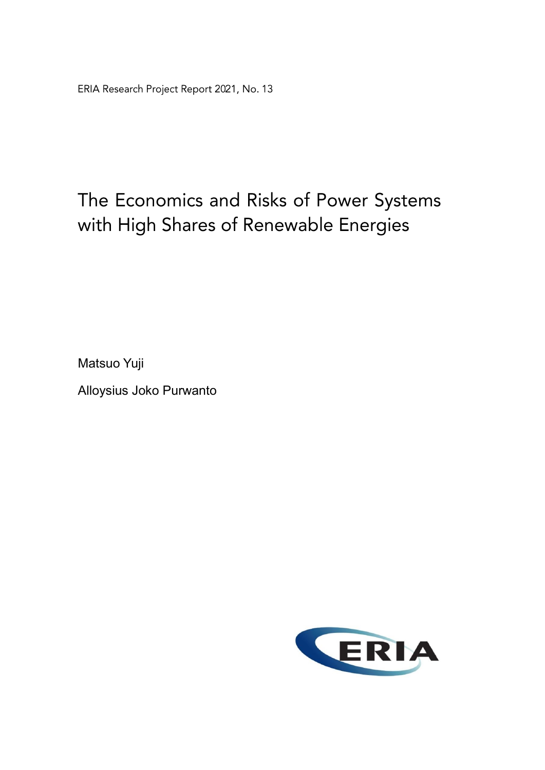ERIA Research Project Report 2021, No. 13

# The Economics and Risks of Power Systems with High Shares of Renewable Energies

Matsuo Yuji

Alloysius Joko Purwanto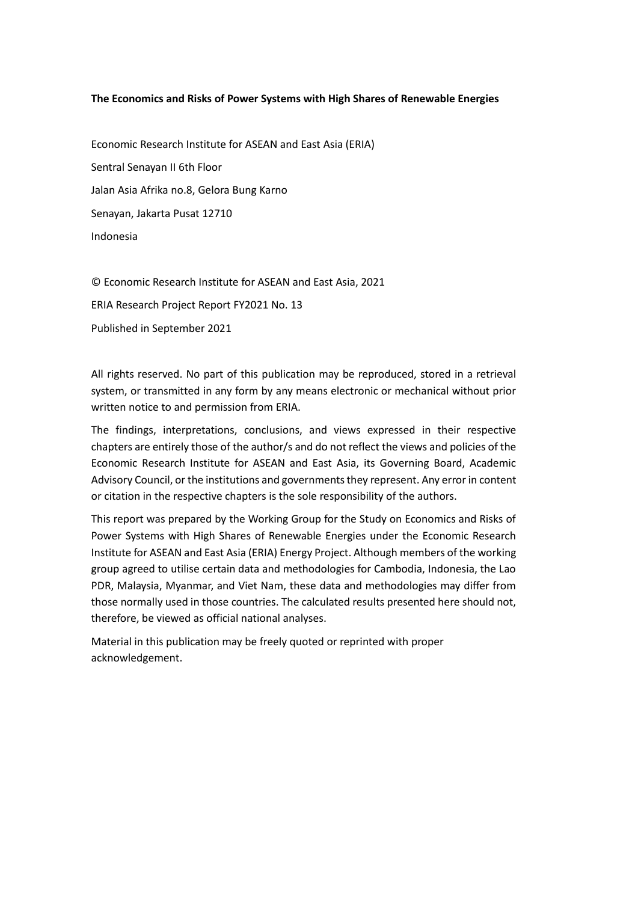**The Economics and Risks of Power Systems with High Shares of Renewable Energies**

Economic Research Institute for ASEAN and East Asia (ERIA)

Sentral Senayan II 6th Floor

Jalan Asia Afrika no.8, Gelora Bung Karno

Senayan, Jakarta Pusat 12710

Indonesia

© Economic Research Institute for ASEAN and East Asia, 2021

ERIA Research Project Report FY2021 No. 13

Published in September 2021

All rights reserved. No part of this publication may be reproduced, stored in a retrieval system, or transmitted in any form by any means electronic or mechanical without prior written notice to and permission from ERIA.

The findings, interpretations, conclusions, and views expressed in their respective chapters are entirely those of the author/s and do not reflect the views and policies of the Economic Research Institute for ASEAN and East Asia, its Governing Board, Academic Advisory Council, or the institutions and governments they represent. Any error in content or citation in the respective chapters is the sole responsibility of the authors.

This report was prepared by the Working Group for the Study on Economics and Risks of Power Systems with High Shares of Renewable Energies under the Economic Research Institute for ASEAN and East Asia (ERIA) Energy Project. Although members of the working group agreed to utilise certain data and methodologies for Cambodia, Indonesia, the Lao PDR, Malaysia, Myanmar, and Viet Nam, these data and methodologies may differ from those normally used in those countries. The calculated results presented here should not, therefore, be viewed as official national analyses.

Material in this publication may be freely quoted or reprinted with proper acknowledgement.